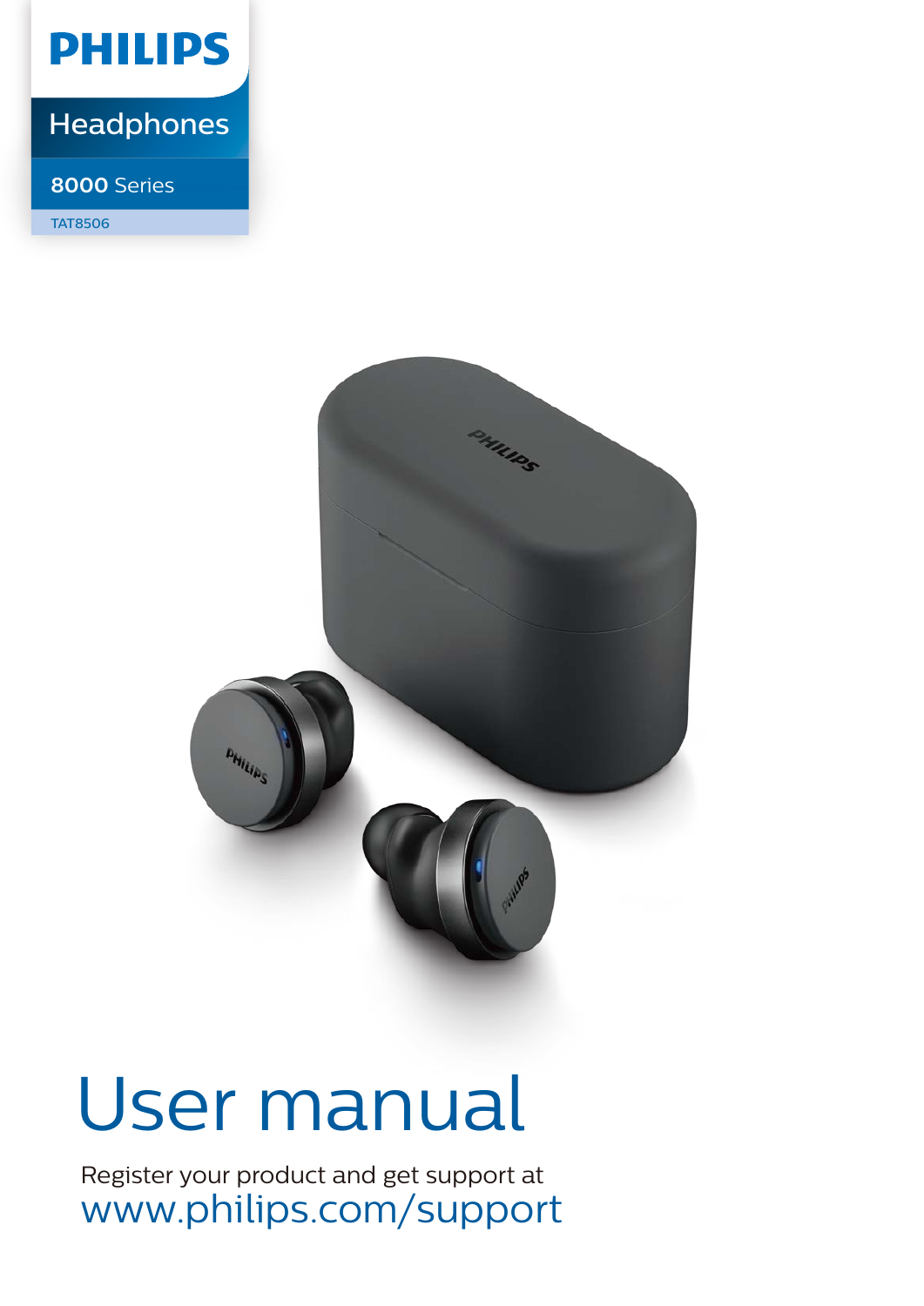PHILIPS

Headphones

8000 Series

TAT8506

# User manual

Register your product and get support at
www.philips.com/support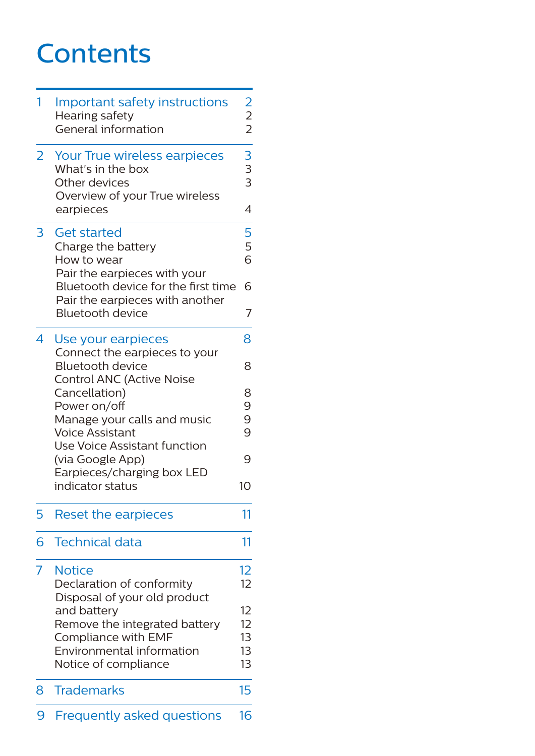# Contents

| | | |
|---|---|---|
| 1 | Important safety instructions | 2 |
| | Hearing safety | 2 |
| | General information | 2 |
| 2 | Your True wireless earpieces | 3 |
| | What's in the box | 3 |
| | Other devices | 3 |
| | Overview of your True wireless earpieces | 4 |
| 3 | Get started | 5 |
| | Charge the battery | 5 |
| | How to wear | 6 |
| | Pair the earpieces with your Bluetooth device for the first time | 6 |
| | Pair the earpieces with another Bluetooth device | 7 |
| 4 | Use your earpieces | 8 |
| | Connect the earpieces to your Bluetooth device | 8 |
| | Control ANC (Active Noise Cancellation) | 8 |
| | Power on/off | 9 |
| | Manage your calls and music | 9 |
| | Voice Assistant | 9 |
| | Use Voice Assistant function (via Google App) | 9 |
| | Earpieces/charging box LED indicator status | 10 |
| 5 | Reset the earpieces | 11 |
| 6 | Technical data | 11 |
| 7 | Notice | 12 |
| | Declaration of conformity | 12 |
| | Disposal of your old product and battery | 12 |
| | Remove the integrated battery | 12 |
| | Compliance with EMF | 13 |
| | Environmental information | 13 |
| | Notice of compliance | 13 |
| 8 | Trademarks | 15 |
| 9 | Frequently asked questions | 16 |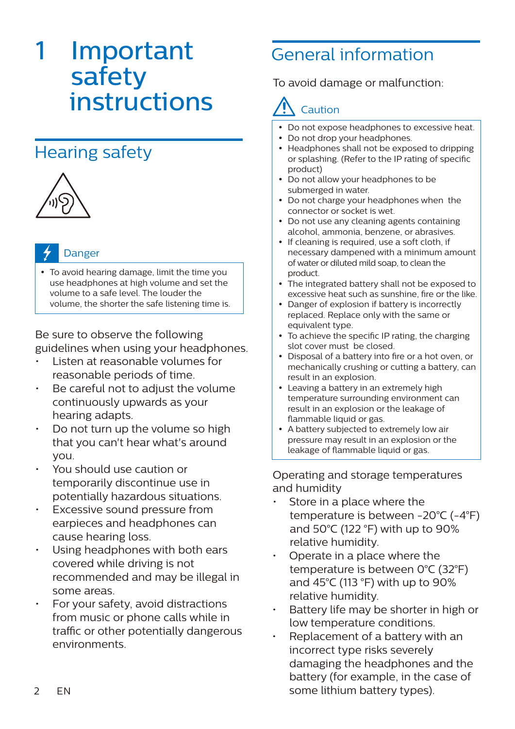# 1 Important safety instructions

## Hearing safety

**Danger**

- To avoid hearing damage, limit the time you use headphones at high volume and set the volume to a safe level. The louder the volume, the shorter the safe listening time is.

Be sure to observe the following guidelines when using your headphones.

- Listen at reasonable volumes for reasonable periods of time.
- Be careful not to adjust the volume continuously upwards as your hearing adapts.
- Do not turn up the volume so high that you can't hear what's around you.
- You should use caution or temporarily discontinue use in potentially hazardous situations.
- Excessive sound pressure from earpieces and headphones can cause hearing loss.
- Using headphones with both ears covered while driving is not recommended and may be illegal in some areas.
- For your safety, avoid distractions from music or phone calls while in traffic or other potentially dangerous environments.

## General information

To avoid damage or malfunction:

**Caution**

- Do not expose headphones to excessive heat.
- Do not drop your headphones.
- Headphones shall not be exposed to dripping or splashing. (Refer to the IP rating of specific product)
- Do not allow your headphones to be submerged in water.
- Do not charge your headphones when the connector or socket is wet.
- Do not use any cleaning agents containing alcohol, ammonia, benzene, or abrasives.
- If cleaning is required, use a soft cloth, if necessary dampened with a minimum amount of water or diluted mild soap, to clean the product.
- The integrated battery shall not be exposed to excessive heat such as sunshine, fire or the like.
- Danger of explosion if battery is incorrectly replaced. Replace only with the same or equivalent type.
- To achieve the specific IP rating, the charging slot cover must be closed.
- Disposal of a battery into fire or a hot oven, or mechanically crushing or cutting a battery, can result in an explosion.
- Leaving a battery in an extremely high temperature surrounding environment can result in an explosion or the leakage of flammable liquid or gas.
- A battery subjected to extremely low air pressure may result in an explosion or the leakage of flammable liquid or gas.

Operating and storage temperatures and humidity

- Store in a place where the temperature is between -20°C (-4°F) and 50°C (122 °F) with up to 90% relative humidity.
- Operate in a place where the temperature is between 0°C (32°F) and 45°C (113 °F) with up to 90% relative humidity.
- Battery life may be shorter in high or low temperature conditions.
- Replacement of a battery with an incorrect type risks severely damaging the headphones and the battery (for example, in the case of some lithium battery types).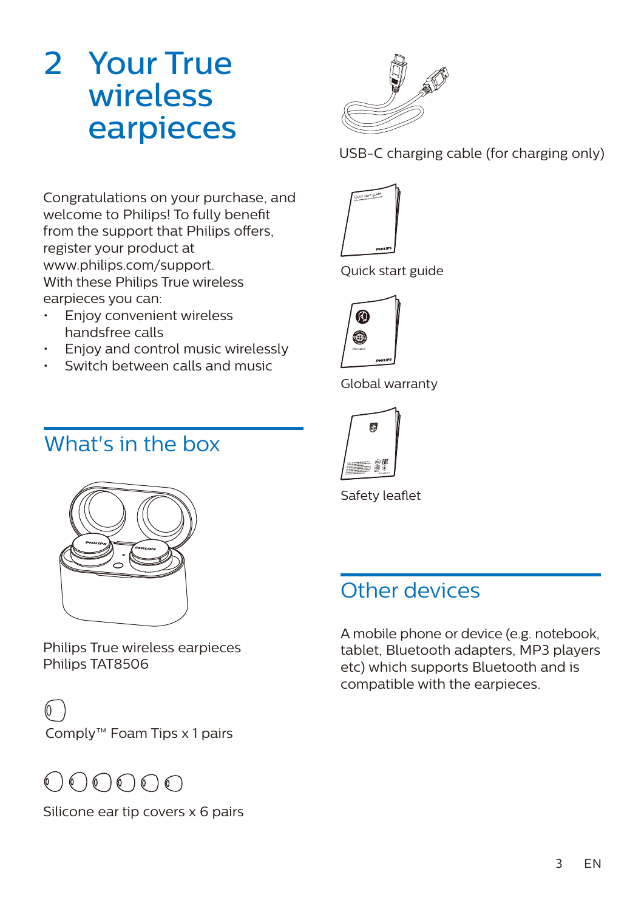# 2 Your True wireless earpieces

Congratulations on your purchase, and welcome to Philips! To fully benefit from the support that Philips offers, register your product at www.philips.com/support.

With these Philips True wireless earpieces you can:

- Enjoy convenient wireless handsfree calls
- Enjoy and control music wirelessly
- Switch between calls and music

## What's in the box

Philips True wireless earpieces
Philips TAT8506

Comply™ Foam Tips x 1 pairs

Silicone ear tip covers x 6 pairs

USB-C charging cable (for charging only)

Quick start guide

Global warranty

Safety leaflet

## Other devices

A mobile phone or device (e.g. notebook, tablet, Bluetooth adapters, MP3 players etc) which supports Bluetooth and is compatible with the earpieces.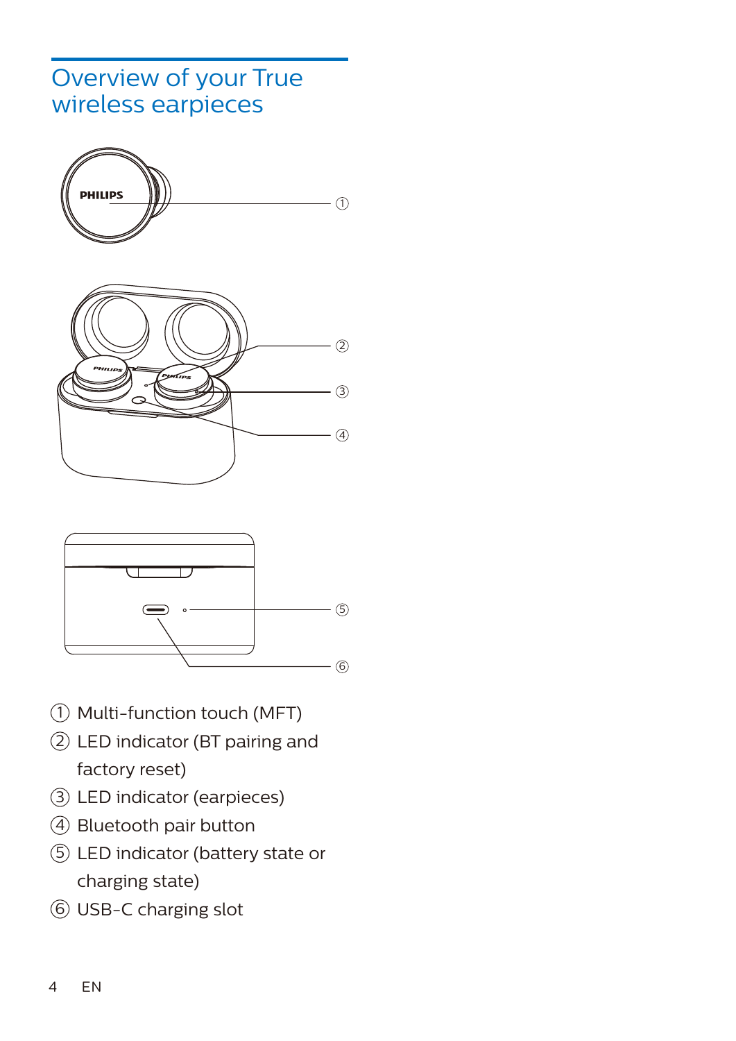# Overview of your True wireless earpieces

① Multi-function touch (MFT)

② LED indicator (BT pairing and factory reset)

③ LED indicator (earpieces)

④ Bluetooth pair button

⑤ LED indicator (battery state or charging state)

⑥ USB-C charging slot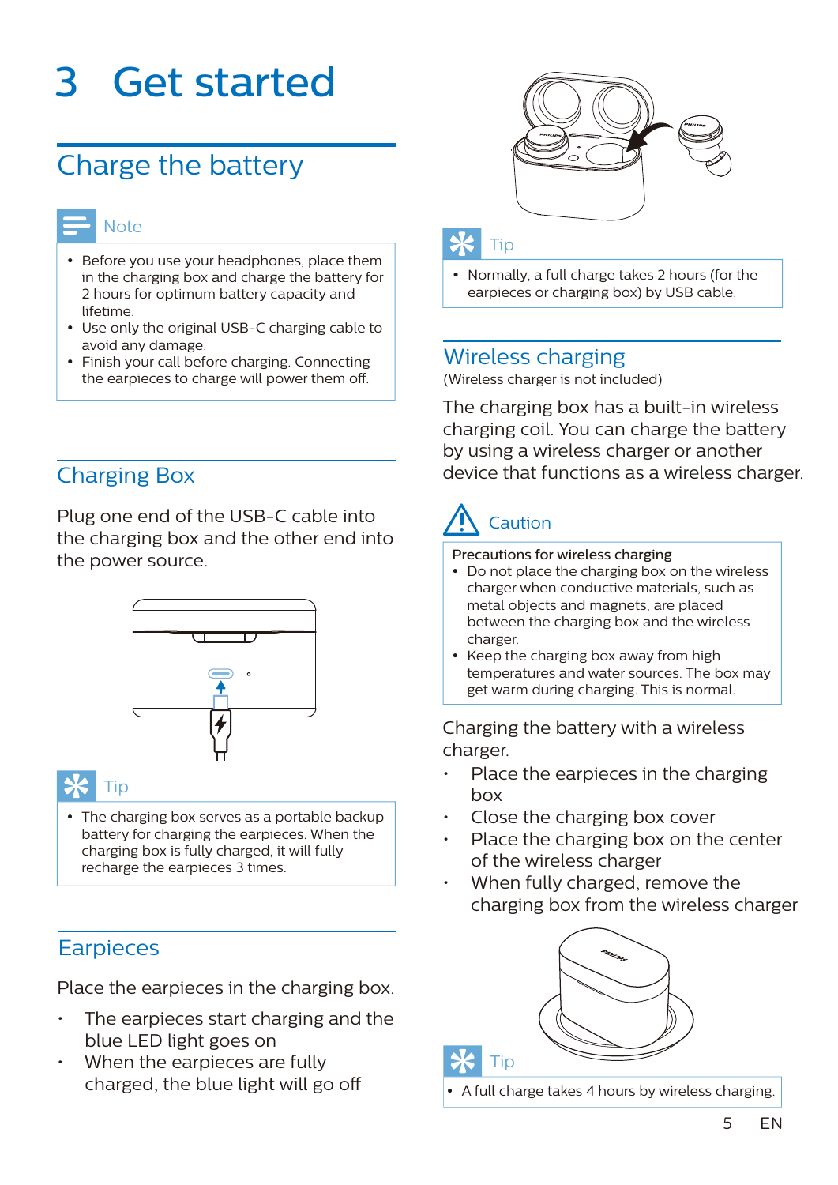# 3 Get started

## Charge the battery

Note

- Before you use your headphones, place them in the charging box and charge the battery for 2 hours for optimum battery capacity and lifetime.
- Use only the original USB-C charging cable to avoid any damage.
- Finish your call before charging. Connecting the earpieces to charge will power them off.

### Charging Box

Plug one end of the USB-C cable into the charging box and the other end into the power source.

Tip

- The charging box serves as a portable backup battery for charging the earpieces. When the charging box is fully charged, it will fully recharge the earpieces 3 times.

### Earpieces

Place the earpieces in the charging box.

- The earpieces start charging and the blue LED light goes on
- When the earpieces are fully charged, the blue light will go off

Tip

- Normally, a full charge takes 2 hours (for the earpieces or charging box) by USB cable.

### Wireless charging

(Wireless charger is not included)

The charging box has a built-in wireless charging coil. You can charge the battery by using a wireless charger or another device that functions as a wireless charger.

Caution

Precautions for wireless charging

- Do not place the charging box on the wireless charger when conductive materials, such as metal objects and magnets, are placed between the charging box and the wireless charger.
- Keep the charging box away from high temperatures and water sources. The box may get warm during charging. This is normal.

Charging the battery with a wireless charger.

- Place the earpieces in the charging box
- Close the charging box cover
- Place the charging box on the center of the wireless charger
- When fully charged, remove the charging box from the wireless charger

Tip

- A full charge takes 4 hours by wireless charging.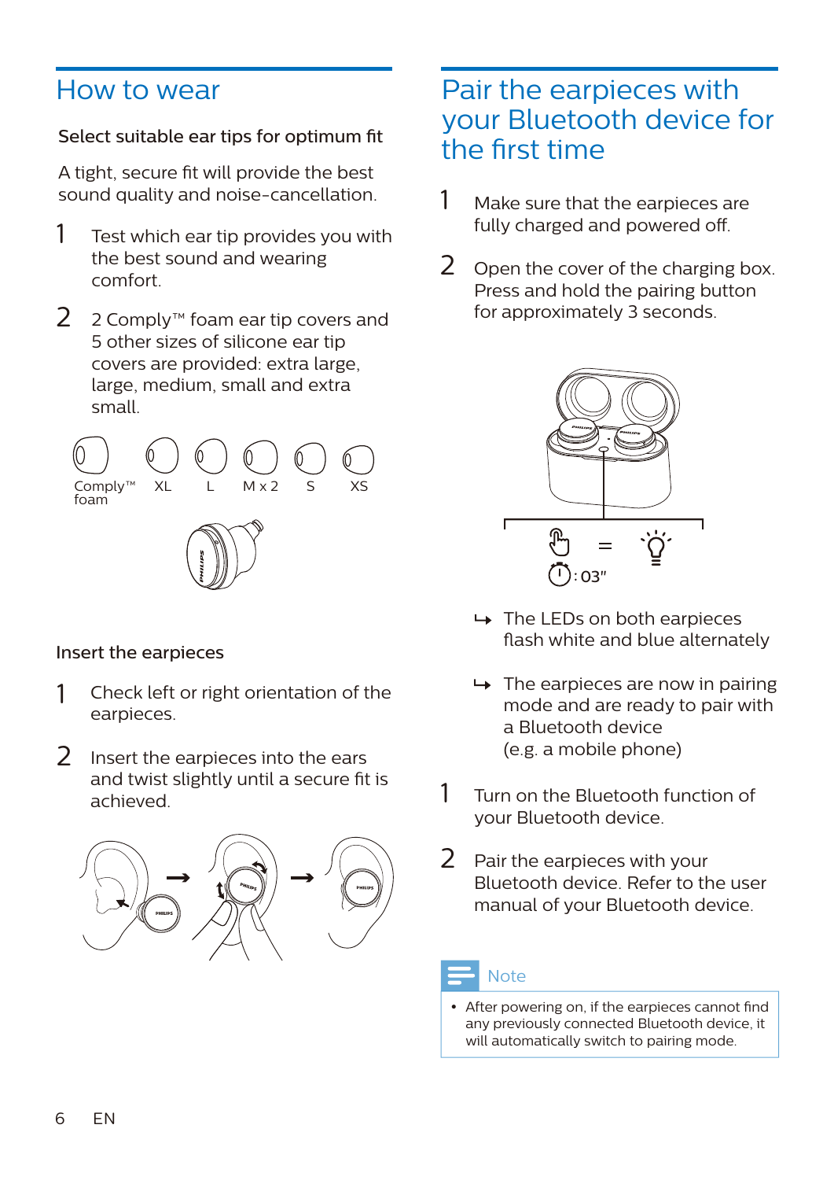# How to wear

Select suitable ear tips for optimum fit

A tight, secure fit will provide the best sound quality and noise-cancellation.

1. Test which ear tip provides you with the best sound and wearing comfort.
2. 2 Comply™ foam ear tip covers and 5 other sizes of silicone ear tip covers are provided: extra large, large, medium, small and extra small.

Comply™ foam    XL    L    M x 2    S    XS

Insert the earpieces

1. Check left or right orientation of the earpieces.
2. Insert the earpieces into the ears and twist slightly until a secure fit is achieved.

# Pair the earpieces with your Bluetooth device for the first time

1. Make sure that the earpieces are fully charged and powered off.
2. Open the cover of the charging box. Press and hold the pairing button for approximately 3 seconds.

:03"

↳ The LEDs on both earpieces flash white and blue alternately

↳ The earpieces are now in pairing mode and are ready to pair with a Bluetooth device (e.g. a mobile phone)

1. Turn on the Bluetooth function of your Bluetooth device.
2. Pair the earpieces with your Bluetooth device. Refer to the user manual of your Bluetooth device.

Note

- After powering on, if the earpieces cannot find any previously connected Bluetooth device, it will automatically switch to pairing mode.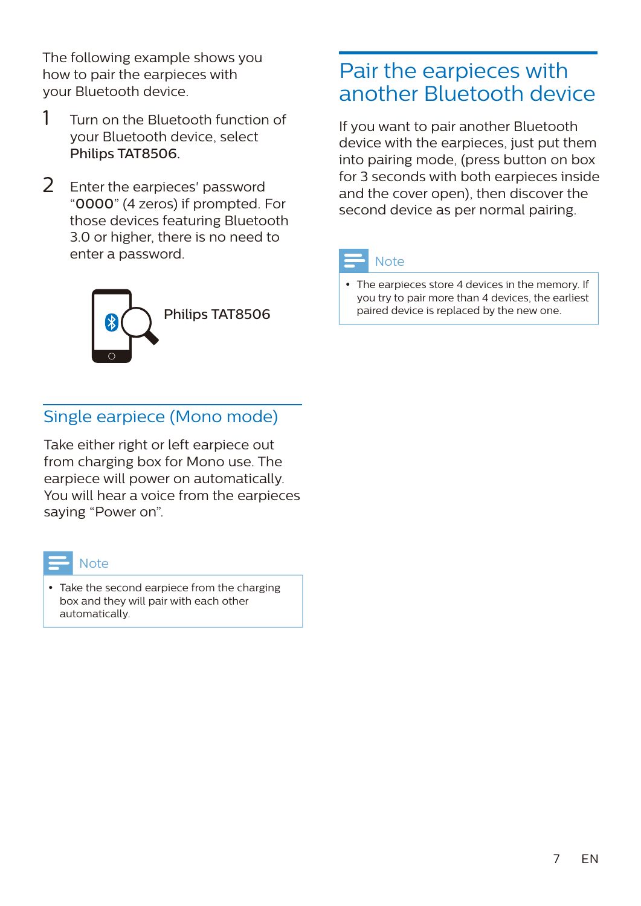The following example shows you how to pair the earpieces with your Bluetooth device.

1. Turn on the Bluetooth function of your Bluetooth device, select **Philips TAT8506**.
2. Enter the earpieces' password "**0000**" (4 zeros) if prompted. For those devices featuring Bluetooth 3.0 or higher, there is no need to enter a password.

Philips TAT8506

## Single earpiece (Mono mode)

Take either right or left earpiece out from charging box for Mono use. The earpiece will power on automatically. You will hear a voice from the earpieces saying "Power on".

**Note**

- Take the second earpiece from the charging box and they will pair with each other automatically.

## Pair the earpieces with another Bluetooth device

If you want to pair another Bluetooth device with the earpieces, just put them into pairing mode, (press button on box for 3 seconds with both earpieces inside and the cover open), then discover the second device as per normal pairing.

**Note**

- The earpieces store 4 devices in the memory. If you try to pair more than 4 devices, the earliest paired device is replaced by the new one.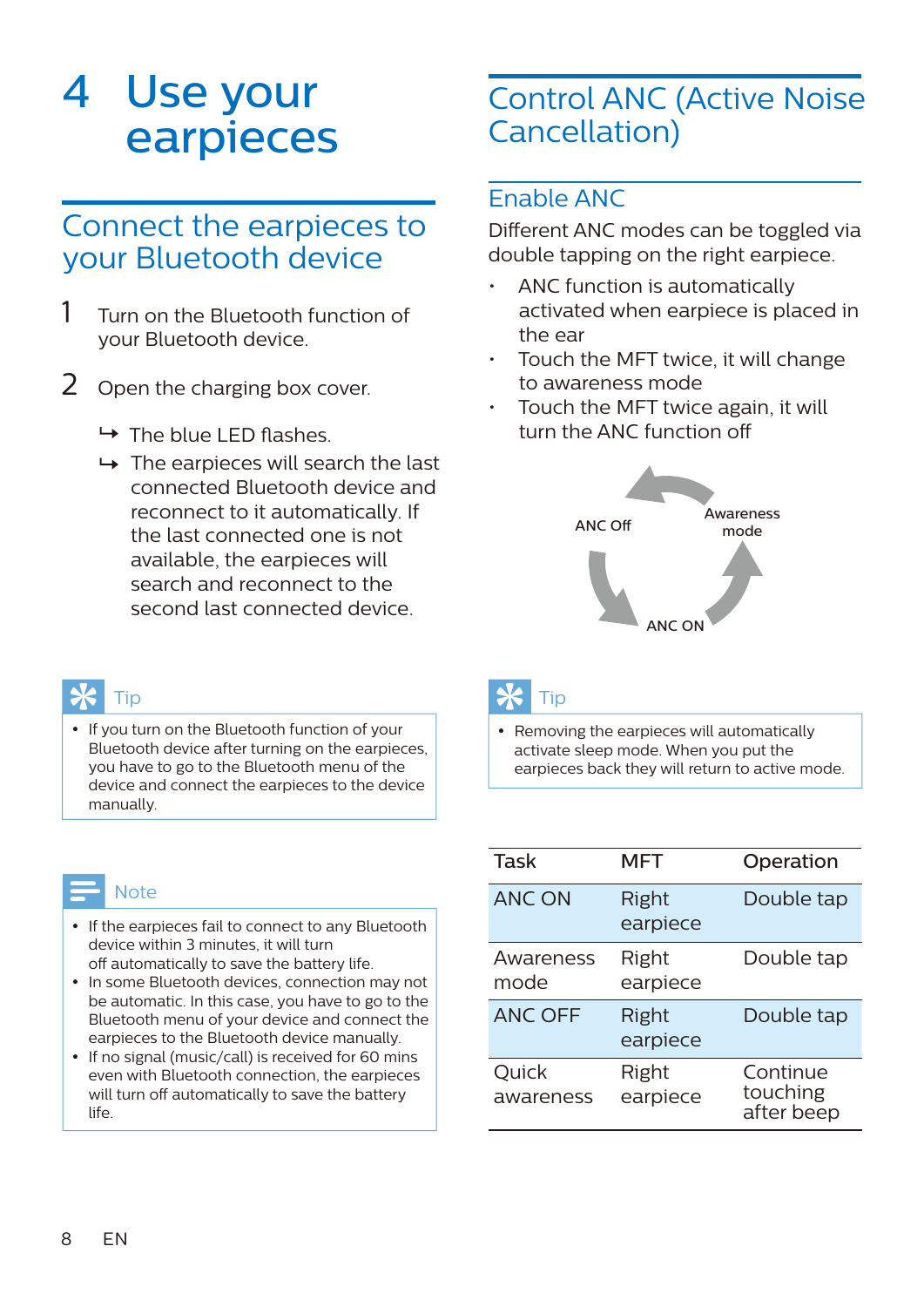# 4 Use your earpieces

## Connect the earpieces to your Bluetooth device

1. Turn on the Bluetooth function of your Bluetooth device.
2. Open the charging box cover.
   - ↳ The blue LED flashes.
   - ↳ The earpieces will search the last connected Bluetooth device and reconnect to it automatically. If the last connected one is not available, the earpieces will search and reconnect to the second last connected device.

**Tip**

- If you turn on the Bluetooth function of your Bluetooth device after turning on the earpieces, you have to go to the Bluetooth menu of the device and connect the earpieces to the device manually.

**Note**

- If the earpieces fail to connect to any Bluetooth device within 3 minutes, it will turn off automatically to save the battery life.
- In some Bluetooth devices, connection may not be automatic. In this case, you have to go to the Bluetooth menu of your device and connect the earpieces to the Bluetooth device manually.
- If no signal (music/call) is received for 60 mins even with Bluetooth connection, the earpieces will turn off automatically to save the battery life.

## Control ANC (Active Noise Cancellation)

### Enable ANC

Different ANC modes can be toggled via double tapping on the right earpiece.

- ANC function is automatically activated when earpiece is placed in the ear
- Touch the MFT twice, it will change to awareness mode
- Touch the MFT twice again, it will turn the ANC function off

ANC ON → Awareness mode → ANC Off → ANC ON

**Tip**

- Removing the earpieces will automatically activate sleep mode. When you put the earpieces back they will return to active mode.

| Task | MFT | Operation |
| --- | --- | --- |
| ANC ON | Right earpiece | Double tap |
| Awareness mode | Right earpiece | Double tap |
| ANC OFF | Right earpiece | Double tap |
| Quick awareness | Right earpiece | Continue touching after beep |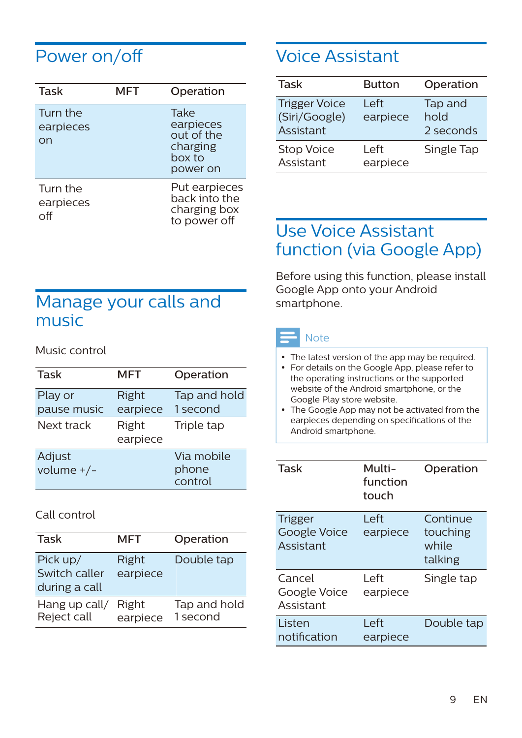# Power on/off

| Task | MFT | Operation |
|---|---|---|
| Turn the earpieces on | | Take earpieces out of the charging box to power on |
| Turn the earpieces off | | Put earpieces back into the charging box to power off |

# Manage your calls and music

Music control

| Task | MFT | Operation |
|---|---|---|
| Play or pause music | Right earpiece | Tap and hold 1 second |
| Next track | Right earpiece | Triple tap |
| Adjust volume +/- | | Via mobile phone control |

Call control

| Task | MFT | Operation |
|---|---|---|
| Pick up/ Switch caller during a call | Right earpiece | Double tap |
| Hang up call/ Reject call | Right earpiece | Tap and hold 1 second |

# Voice Assistant

| Task | Button | Operation |
|---|---|---|
| Trigger Voice (Siri/Google) Assistant | Left earpiece | Tap and hold 2 seconds |
| Stop Voice Assistant | Left earpiece | Single Tap |

# Use Voice Assistant function (via Google App)

Before using this function, please install Google App onto your Android smartphone.

Note

- The latest version of the app may be required.
- For details on the Google App, please refer to the operating instructions or the supported website of the Android smartphone, or the Google Play store website.
- The Google App may not be activated from the earpieces depending on specifications of the Android smartphone.

| Task | Multi-function touch | Operation |
|---|---|---|
| Trigger Google Voice Assistant | Left earpiece | Continue touching while talking |
| Cancel Google Voice Assistant | Left earpiece | Single tap |
| Listen notification | Left earpiece | Double tap |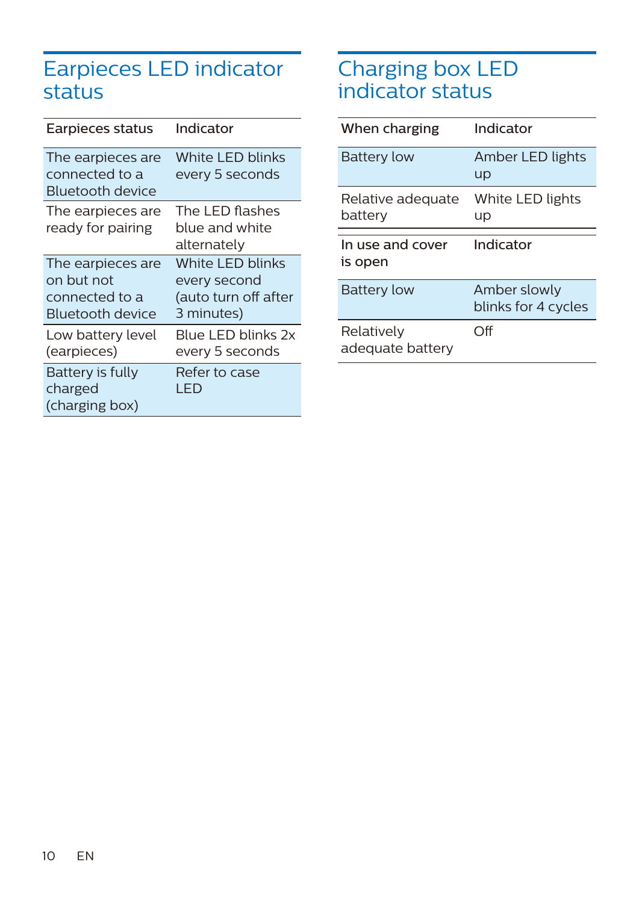## Earpieces LED indicator status

| Earpieces status | Indicator |
| --- | --- |
| The earpieces are connected to a Bluetooth device | White LED blinks every 5 seconds |
| The earpieces are ready for pairing | The LED flashes blue and white alternately |
| The earpieces are on but not connected to a Bluetooth device | White LED blinks every second (auto turn off after 3 minutes) |
| Low battery level (earpieces) | Blue LED blinks 2x every 5 seconds |
| Battery is fully charged (charging box) | Refer to case LED |

## Charging box LED indicator status

| When charging | Indicator |
| --- | --- |
| Battery low | Amber LED lights up |
| Relative adequate battery | White LED lights up |

| In use and cover is open | Indicator |
| --- | --- |
| Battery low | Amber slowly blinks for 4 cycles |
| Relatively adequate battery | Off |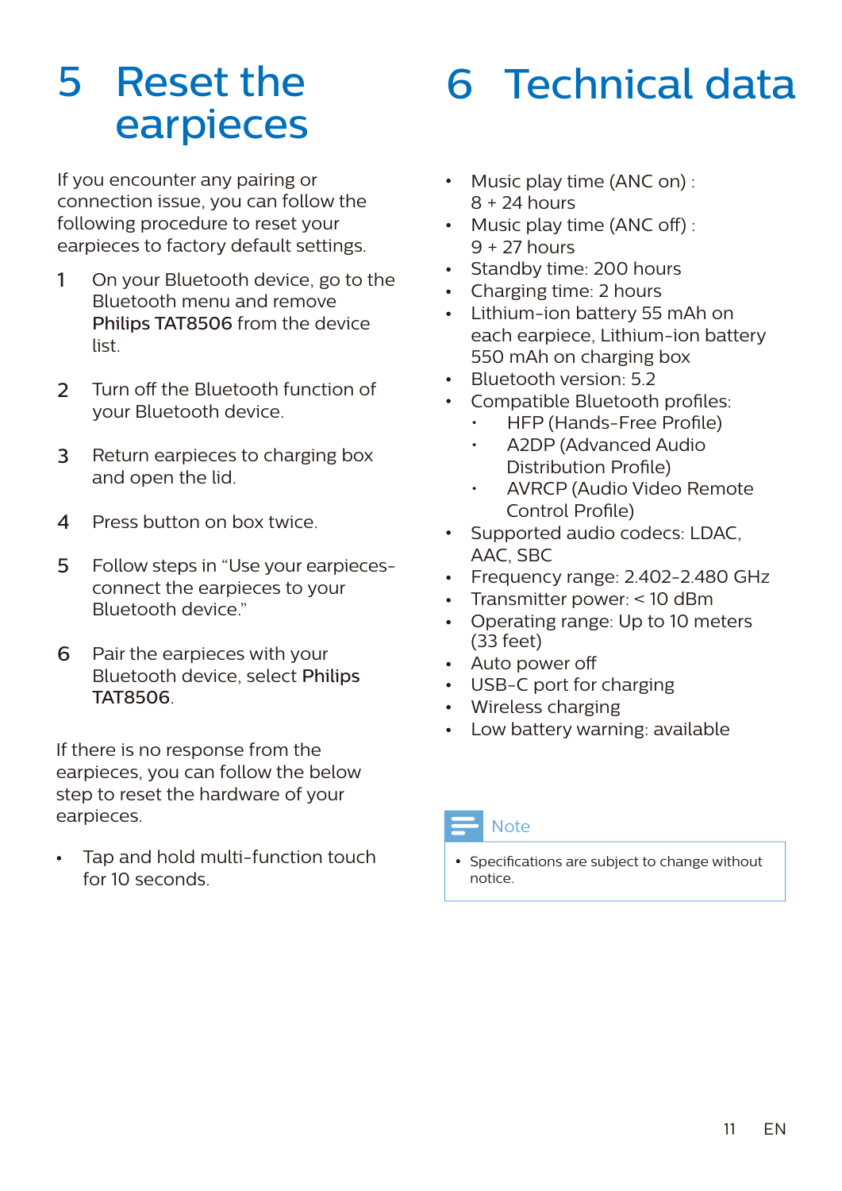# 5 Reset the earpieces

If you encounter any pairing or connection issue, you can follow the following procedure to reset your earpieces to factory default settings.

1. On your Bluetooth device, go to the Bluetooth menu and remove **Philips TAT8506** from the device list.
2. Turn off the Bluetooth function of your Bluetooth device.
3. Return earpieces to charging box and open the lid.
4. Press button on box twice.
5. Follow steps in "Use your earpieces- connect the earpieces to your Bluetooth device."
6. Pair the earpieces with your Bluetooth device, select **Philips TAT8506**.

If there is no response from the earpieces, you can follow the below step to reset the hardware of your earpieces.

- Tap and hold multi-function touch for 10 seconds.

# 6 Technical data

- Music play time (ANC on) : 8 + 24 hours
- Music play time (ANC off) : 9 + 27 hours
- Standby time: 200 hours
- Charging time: 2 hours
- Lithium-ion battery 55 mAh on each earpiece, Lithium-ion battery 550 mAh on charging box
- Bluetooth version: 5.2
- Compatible Bluetooth profiles:
  - HFP (Hands-Free Profile)
  - A2DP (Advanced Audio Distribution Profile)
  - AVRCP (Audio Video Remote Control Profile)
- Supported audio codecs: LDAC, AAC, SBC
- Frequency range: 2.402-2.480 GHz
- Transmitter power: < 10 dBm
- Operating range: Up to 10 meters (33 feet)
- Auto power off
- USB-C port for charging
- Wireless charging
- Low battery warning: available

**Note**

- Specifications are subject to change without notice.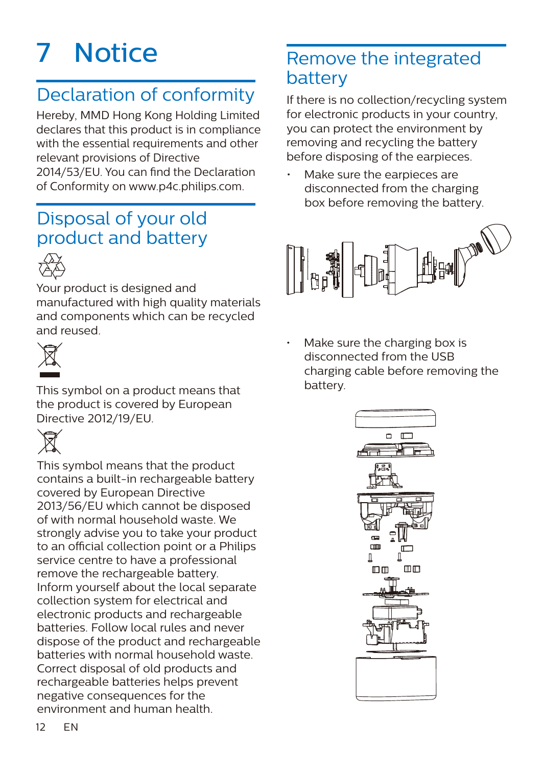# 7 Notice

## Declaration of conformity

Hereby, MMD Hong Kong Holding Limited declares that this product is in compliance with the essential requirements and other relevant provisions of Directive 2014/53/EU. You can find the Declaration of Conformity on www.p4c.philips.com.

## Disposal of your old product and battery

Your product is designed and manufactured with high quality materials and components which can be recycled and reused.

This symbol on a product means that the product is covered by European Directive 2012/19/EU.

This symbol means that the product contains a built-in rechargeable battery covered by European Directive 2013/56/EU which cannot be disposed of with normal household waste. We strongly advise you to take your product to an official collection point or a Philips service centre to have a professional remove the rechargeable battery. Inform yourself about the local separate collection system for electrical and electronic products and rechargeable batteries. Follow local rules and never dispose of the product and rechargeable batteries with normal household waste. Correct disposal of old products and rechargeable batteries helps prevent negative consequences for the environment and human health.

## Remove the integrated battery

If there is no collection/recycling system for electronic products in your country, you can protect the environment by removing and recycling the battery before disposing of the earpieces.

- Make sure the earpieces are disconnected from the charging box before removing the battery.

- Make sure the charging box is disconnected from the USB charging cable before removing the battery.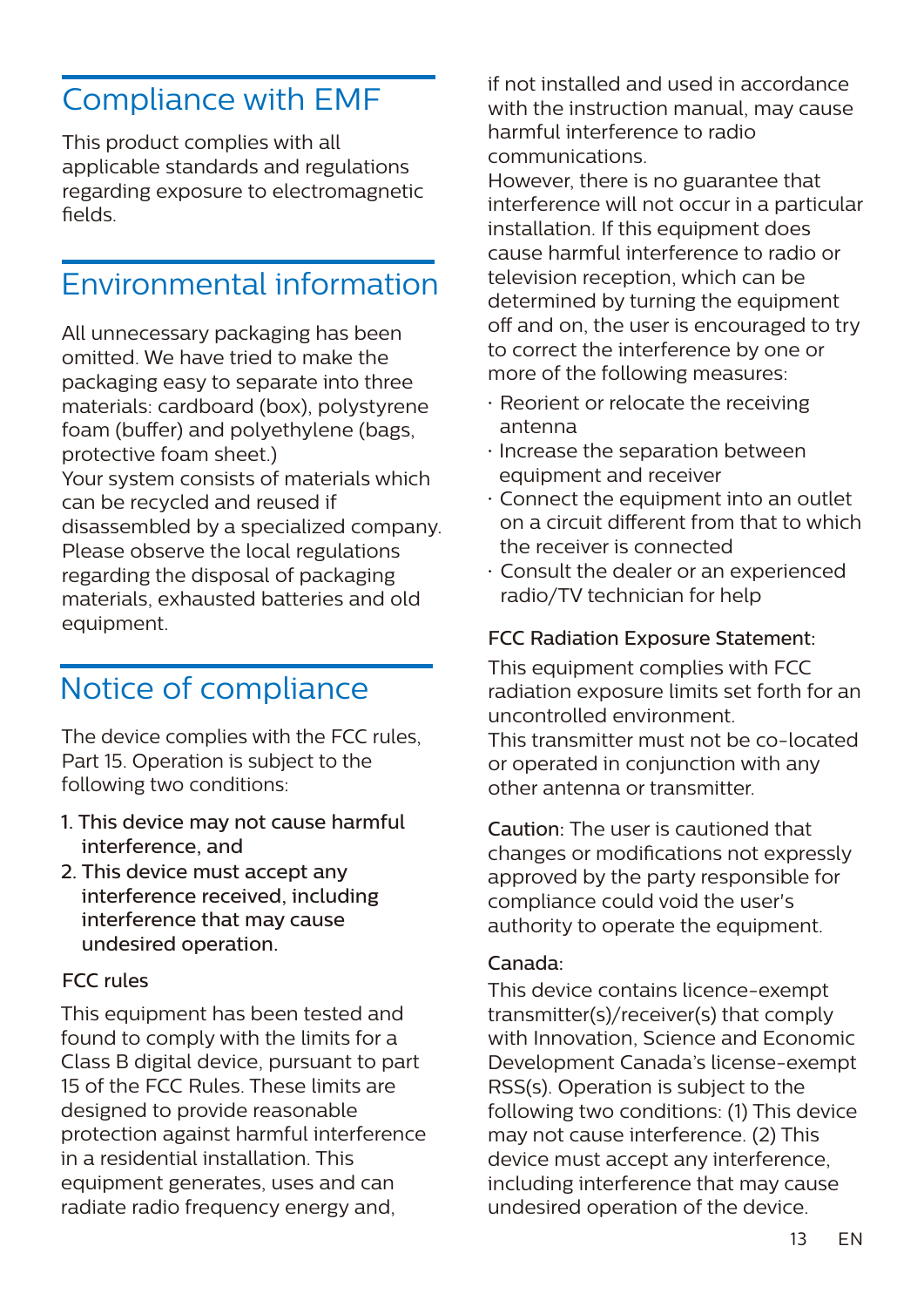## Compliance with EMF

This product complies with all applicable standards and regulations regarding exposure to electromagnetic fields.

## Environmental information

All unnecessary packaging has been omitted. We have tried to make the packaging easy to separate into three materials: cardboard (box), polystyrene foam (buffer) and polyethylene (bags, protective foam sheet.)

Your system consists of materials which can be recycled and reused if disassembled by a specialized company. Please observe the local regulations regarding the disposal of packaging materials, exhausted batteries and old equipment.

## Notice of compliance

The device complies with the FCC rules, Part 15. Operation is subject to the following two conditions:

1. This device may not cause harmful interference, and
2. This device must accept any interference received, including interference that may cause undesired operation.

FCC rules

This equipment has been tested and found to comply with the limits for a Class B digital device, pursuant to part 15 of the FCC Rules. These limits are designed to provide reasonable protection against harmful interference in a residential installation. This equipment generates, uses and can radiate radio frequency energy and, if not installed and used in accordance with the instruction manual, may cause harmful interference to radio communications.

However, there is no guarantee that interference will not occur in a particular installation. If this equipment does cause harmful interference to radio or television reception, which can be determined by turning the equipment off and on, the user is encouraged to try to correct the interference by one or more of the following measures:

- Reorient or relocate the receiving antenna
- Increase the separation between equipment and receiver
- Connect the equipment into an outlet on a circuit different from that to which the receiver is connected
- Consult the dealer or an experienced radio/TV technician for help

FCC Radiation Exposure Statement:

This equipment complies with FCC radiation exposure limits set forth for an uncontrolled environment.

This transmitter must not be co-located or operated in conjunction with any other antenna or transmitter.

Caution: The user is cautioned that changes or modifications not expressly approved by the party responsible for compliance could void the user's authority to operate the equipment.

Canada:

This device contains licence-exempt transmitter(s)/receiver(s) that comply with Innovation, Science and Economic Development Canada's license-exempt RSS(s). Operation is subject to the following two conditions: (1) This device may not cause interference. (2) This device must accept any interference, including interference that may cause undesired operation of the device.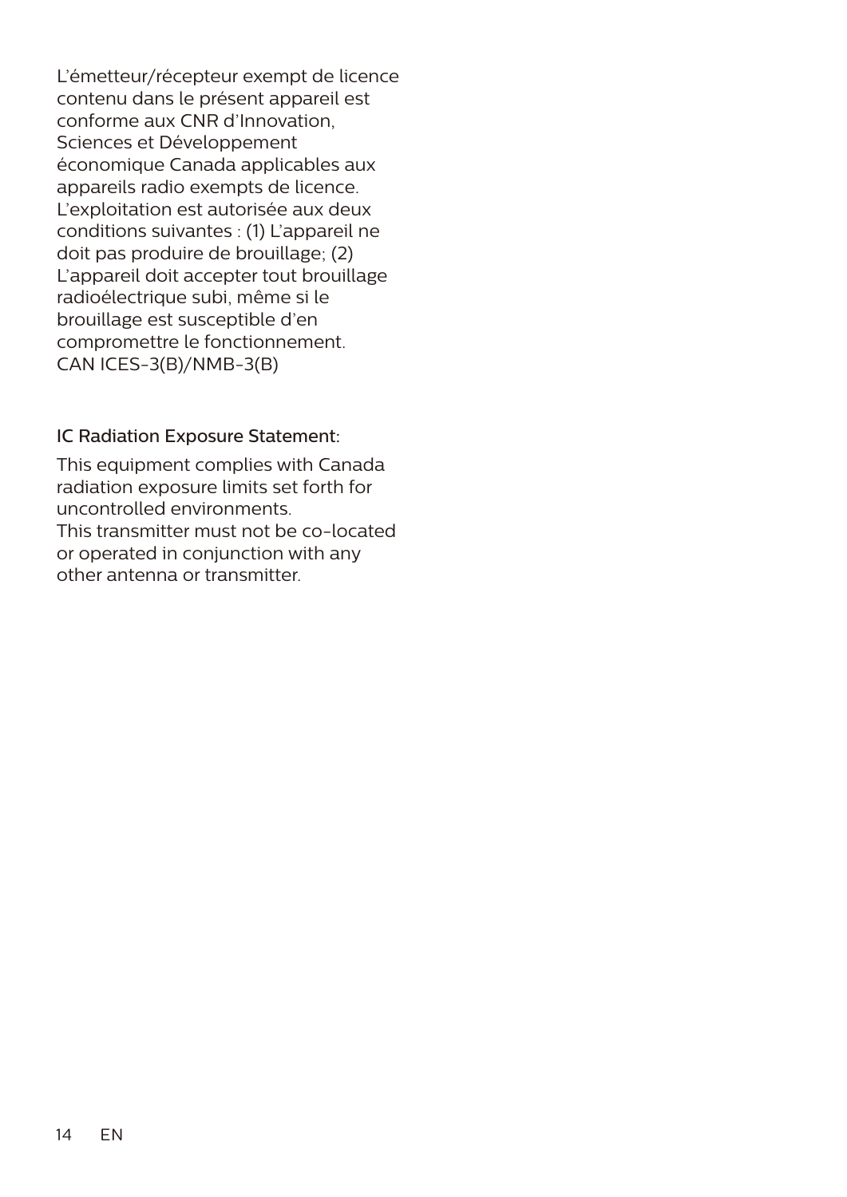L'émetteur/récepteur exempt de licence contenu dans le présent appareil est conforme aux CNR d'Innovation, Sciences et Développement économique Canada applicables aux appareils radio exempts de licence. L'exploitation est autorisée aux deux conditions suivantes : (1) L'appareil ne doit pas produire de brouillage; (2) L'appareil doit accepter tout brouillage radioélectrique subi, même si le brouillage est susceptible d'en compromettre le fonctionnement.
CAN ICES-3(B)/NMB-3(B)

IC Radiation Exposure Statement:

This equipment complies with Canada radiation exposure limits set forth for uncontrolled environments.
This transmitter must not be co-located or operated in conjunction with any other antenna or transmitter.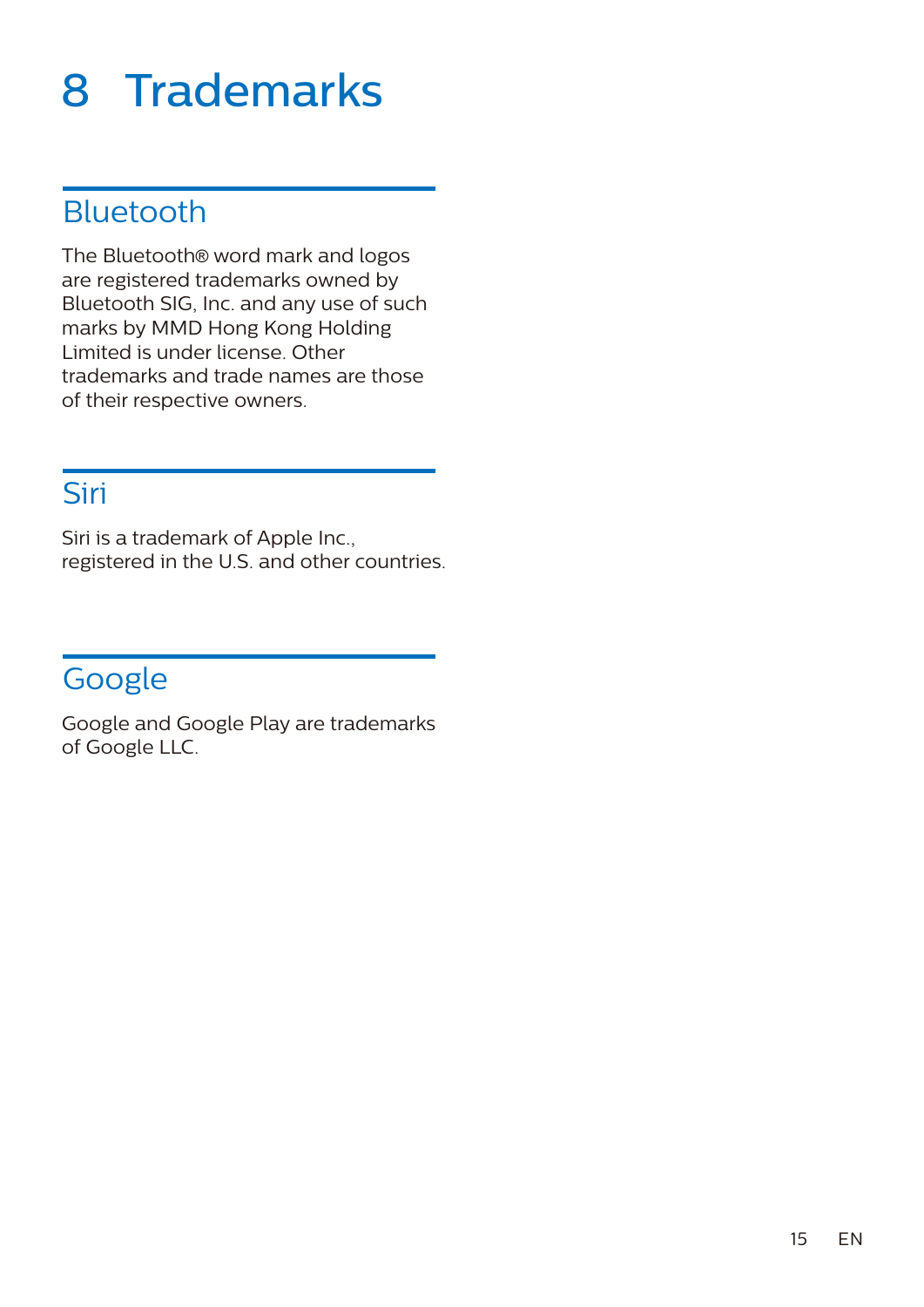# 8 Trademarks

## Bluetooth

The Bluetooth® word mark and logos are registered trademarks owned by Bluetooth SIG, Inc. and any use of such marks by MMD Hong Kong Holding Limited is under license. Other trademarks and trade names are those of their respective owners.

## Siri

Siri is a trademark of Apple Inc., registered in the U.S. and other countries.

## Google

Google and Google Play are trademarks of Google LLC.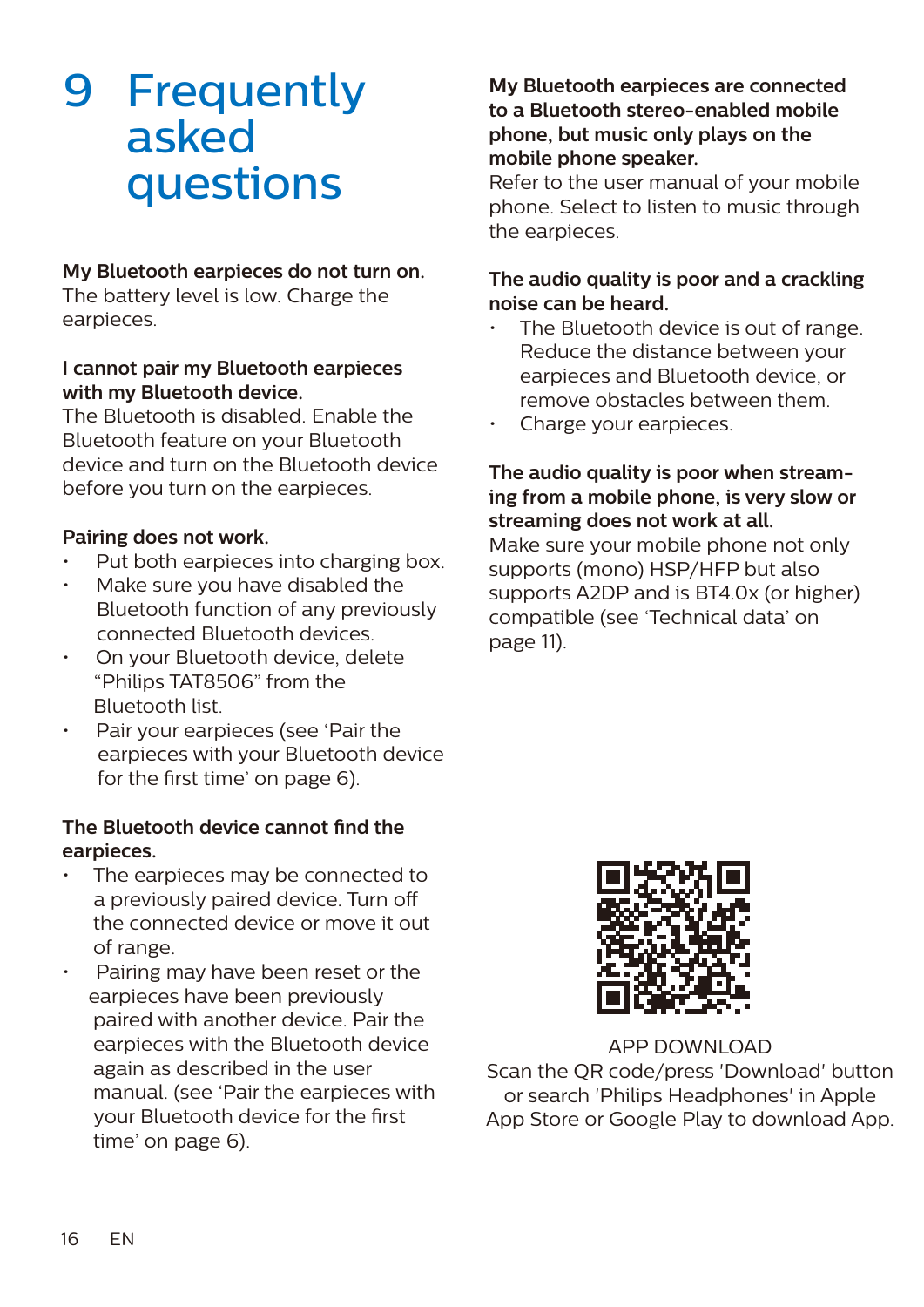# 9 Frequently asked questions

**My Bluetooth earpieces do not turn on.**
The battery level is low. Charge the earpieces.

**I cannot pair my Bluetooth earpieces with my Bluetooth device.**
The Bluetooth is disabled. Enable the Bluetooth feature on your Bluetooth device and turn on the Bluetooth device before you turn on the earpieces.

**Pairing does not work.**

- Put both earpieces into charging box.
- Make sure you have disabled the Bluetooth function of any previously connected Bluetooth devices.
- On your Bluetooth device, delete "Philips TAT8506" from the Bluetooth list.
- Pair your earpieces (see 'Pair the earpieces with your Bluetooth device for the first time' on page 6).

**The Bluetooth device cannot find the earpieces.**

- The earpieces may be connected to a previously paired device. Turn off the connected device or move it out of range.
- Pairing may have been reset or the earpieces have been previously paired with another device. Pair the earpieces with the Bluetooth device again as described in the user manual. (see 'Pair the earpieces with your Bluetooth device for the first time' on page 6).

**My Bluetooth earpieces are connected to a Bluetooth stereo-enabled mobile phone, but music only plays on the mobile phone speaker.**
Refer to the user manual of your mobile phone. Select to listen to music through the earpieces.

**The audio quality is poor and a crackling noise can be heard.**

- The Bluetooth device is out of range. Reduce the distance between your earpieces and Bluetooth device, or remove obstacles between them.
- Charge your earpieces.

**The audio quality is poor when streaming from a mobile phone, is very slow or streaming does not work at all.**
Make sure your mobile phone not only supports (mono) HSP/HFP but also supports A2DP and is BT4.0x (or higher) compatible (see 'Technical data' on page 11).

APP DOWNLOAD
Scan the QR code/press 'Download' button or search 'Philips Headphones' in Apple App Store or Google Play to download App.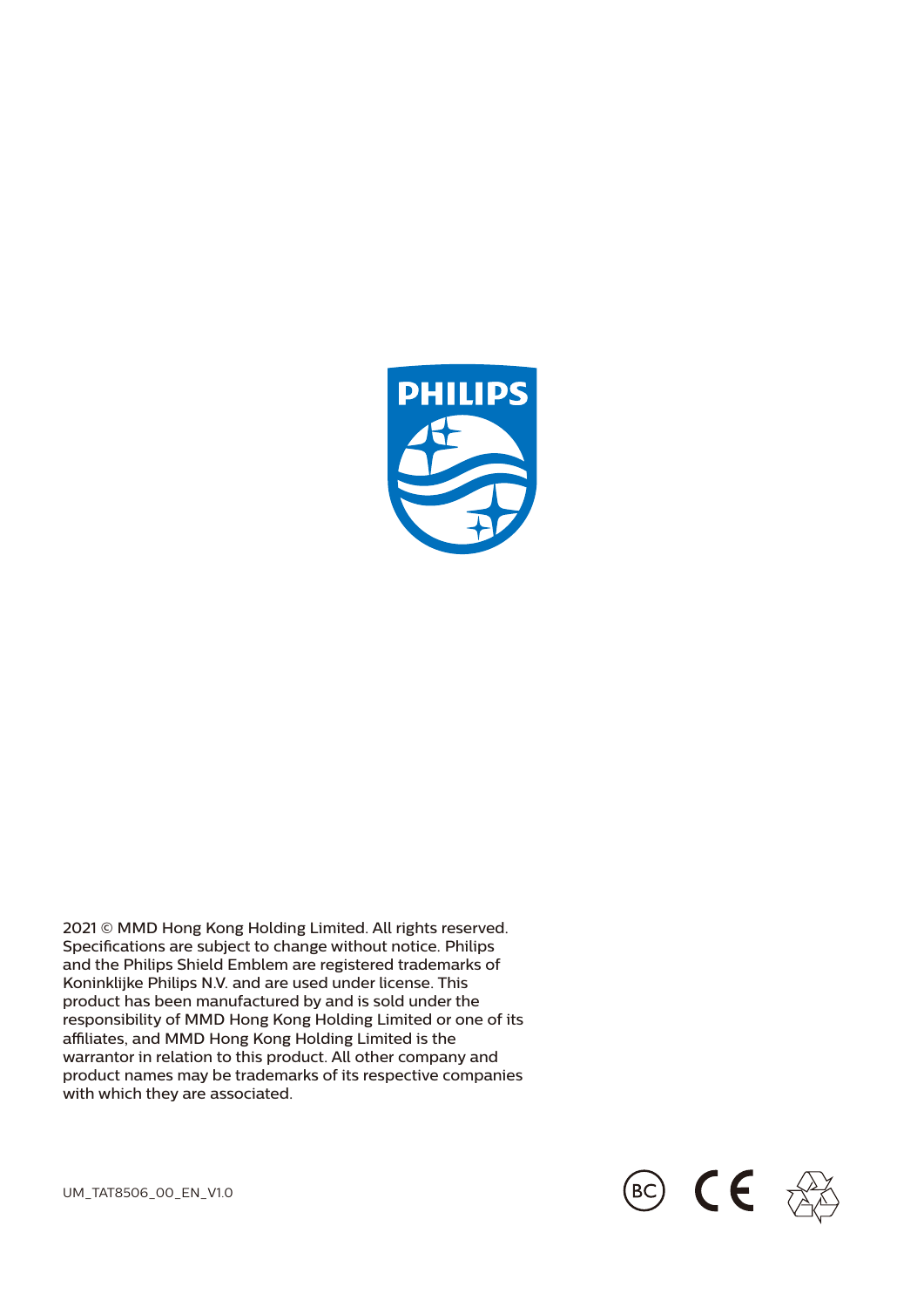2021 © MMD Hong Kong Holding Limited. All rights reserved. Specifications are subject to change without notice. Philips and the Philips Shield Emblem are registered trademarks of Koninklijke Philips N.V. and are used under license. This product has been manufactured by and is sold under the responsibility of MMD Hong Kong Holding Limited or one of its affiliates, and MMD Hong Kong Holding Limited is the warrantor in relation to this product. All other company and product names may be trademarks of its respective companies with which they are associated.

UM_TAT8506_00_EN_V1.0